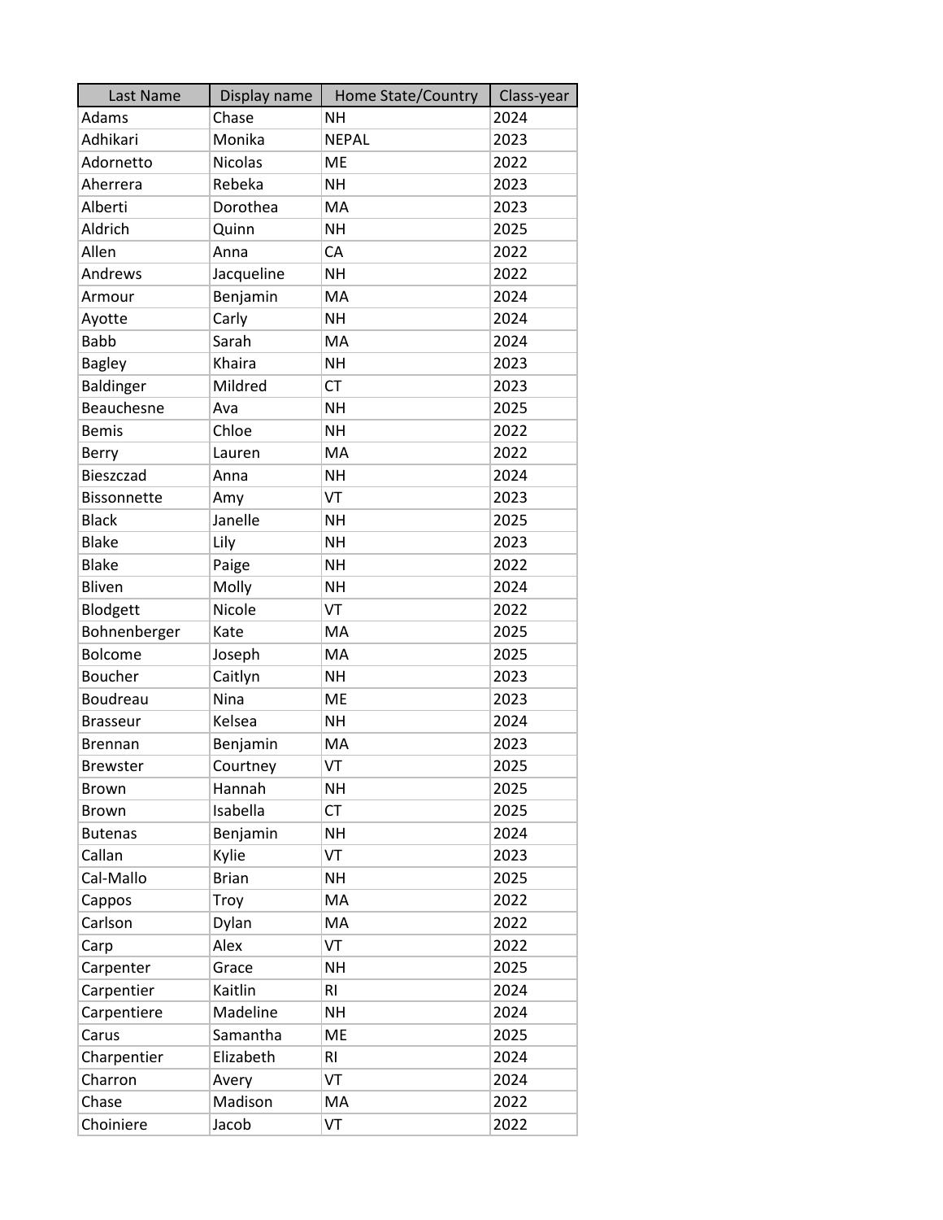| Last Name | Display name | Home State/Country | Class-year |
| --- | --- | --- | --- |
| Adams | Chase | NH | 2024 |
| Adhikari | Monika | NEPAL | 2023 |
| Adornetto | Nicolas | ME | 2022 |
| Aherrera | Rebeka | NH | 2023 |
| Alberti | Dorothea | MA | 2023 |
| Aldrich | Quinn | NH | 2025 |
| Allen | Anna | CA | 2022 |
| Andrews | Jacqueline | NH | 2022 |
| Armour | Benjamin | MA | 2024 |
| Ayotte | Carly | NH | 2024 |
| Babb | Sarah | MA | 2024 |
| Bagley | Khaira | NH | 2023 |
| Baldinger | Mildred | CT | 2023 |
| Beauchesne | Ava | NH | 2025 |
| Bemis | Chloe | NH | 2022 |
| Berry | Lauren | MA | 2022 |
| Bieszczad | Anna | NH | 2024 |
| Bissonnette | Amy | VT | 2023 |
| Black | Janelle | NH | 2025 |
| Blake | Lily | NH | 2023 |
| Blake | Paige | NH | 2022 |
| Bliven | Molly | NH | 2024 |
| Blodgett | Nicole | VT | 2022 |
| Bohnenberger | Kate | MA | 2025 |
| Bolcome | Joseph | MA | 2025 |
| Boucher | Caitlyn | NH | 2023 |
| Boudreau | Nina | ME | 2023 |
| Brasseur | Kelsea | NH | 2024 |
| Brennan | Benjamin | MA | 2023 |
| Brewster | Courtney | VT | 2025 |
| Brown | Hannah | NH | 2025 |
| Brown | Isabella | CT | 2025 |
| Butenas | Benjamin | NH | 2024 |
| Callan | Kylie | VT | 2023 |
| Cal-Mallo | Brian | NH | 2025 |
| Cappos | Troy | MA | 2022 |
| Carlson | Dylan | MA | 2022 |
| Carp | Alex | VT | 2022 |
| Carpenter | Grace | NH | 2025 |
| Carpentier | Kaitlin | RI | 2024 |
| Carpentiere | Madeline | NH | 2024 |
| Carus | Samantha | ME | 2025 |
| Charpentier | Elizabeth | RI | 2024 |
| Charron | Avery | VT | 2024 |
| Chase | Madison | MA | 2022 |
| Choiniere | Jacob | VT | 2022 |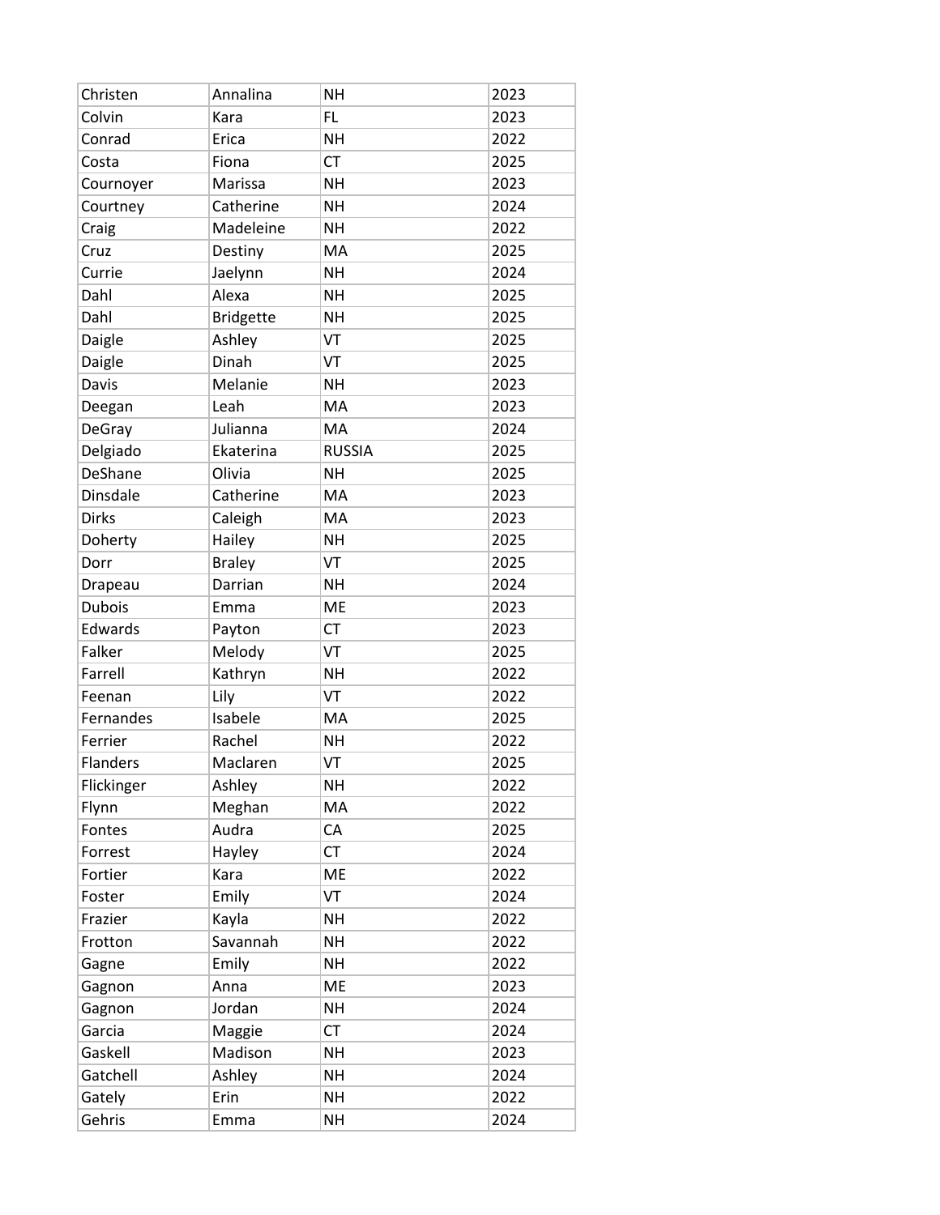| Christen | Annalina | NH | 2023 |
|---|---|---|---|
| Colvin | Kara | FL | 2023 |
| Conrad | Erica | NH | 2022 |
| Costa | Fiona | CT | 2025 |
| Cournoyer | Marissa | NH | 2023 |
| Courtney | Catherine | NH | 2024 |
| Craig | Madeleine | NH | 2022 |
| Cruz | Destiny | MA | 2025 |
| Currie | Jaelynn | NH | 2024 |
| Dahl | Alexa | NH | 2025 |
| Dahl | Bridgette | NH | 2025 |
| Daigle | Ashley | VT | 2025 |
| Daigle | Dinah | VT | 2025 |
| Davis | Melanie | NH | 2023 |
| Deegan | Leah | MA | 2023 |
| DeGray | Julianna | MA | 2024 |
| Delgiado | Ekaterina | RUSSIA | 2025 |
| DeShane | Olivia | NH | 2025 |
| Dinsdale | Catherine | MA | 2023 |
| Dirks | Caleigh | MA | 2023 |
| Doherty | Hailey | NH | 2025 |
| Dorr | Braley | VT | 2025 |
| Drapeau | Darrian | NH | 2024 |
| Dubois | Emma | ME | 2023 |
| Edwards | Payton | CT | 2023 |
| Falker | Melody | VT | 2025 |
| Farrell | Kathryn | NH | 2022 |
| Feenan | Lily | VT | 2022 |
| Fernandes | Isabele | MA | 2025 |
| Ferrier | Rachel | NH | 2022 |
| Flanders | Maclaren | VT | 2025 |
| Flickinger | Ashley | NH | 2022 |
| Flynn | Meghan | MA | 2022 |
| Fontes | Audra | CA | 2025 |
| Forrest | Hayley | CT | 2024 |
| Fortier | Kara | ME | 2022 |
| Foster | Emily | VT | 2024 |
| Frazier | Kayla | NH | 2022 |
| Frotton | Savannah | NH | 2022 |
| Gagne | Emily | NH | 2022 |
| Gagnon | Anna | ME | 2023 |
| Gagnon | Jordan | NH | 2024 |
| Garcia | Maggie | CT | 2024 |
| Gaskell | Madison | NH | 2023 |
| Gatchell | Ashley | NH | 2024 |
| Gately | Erin | NH | 2022 |
| Gehris | Emma | NH | 2024 |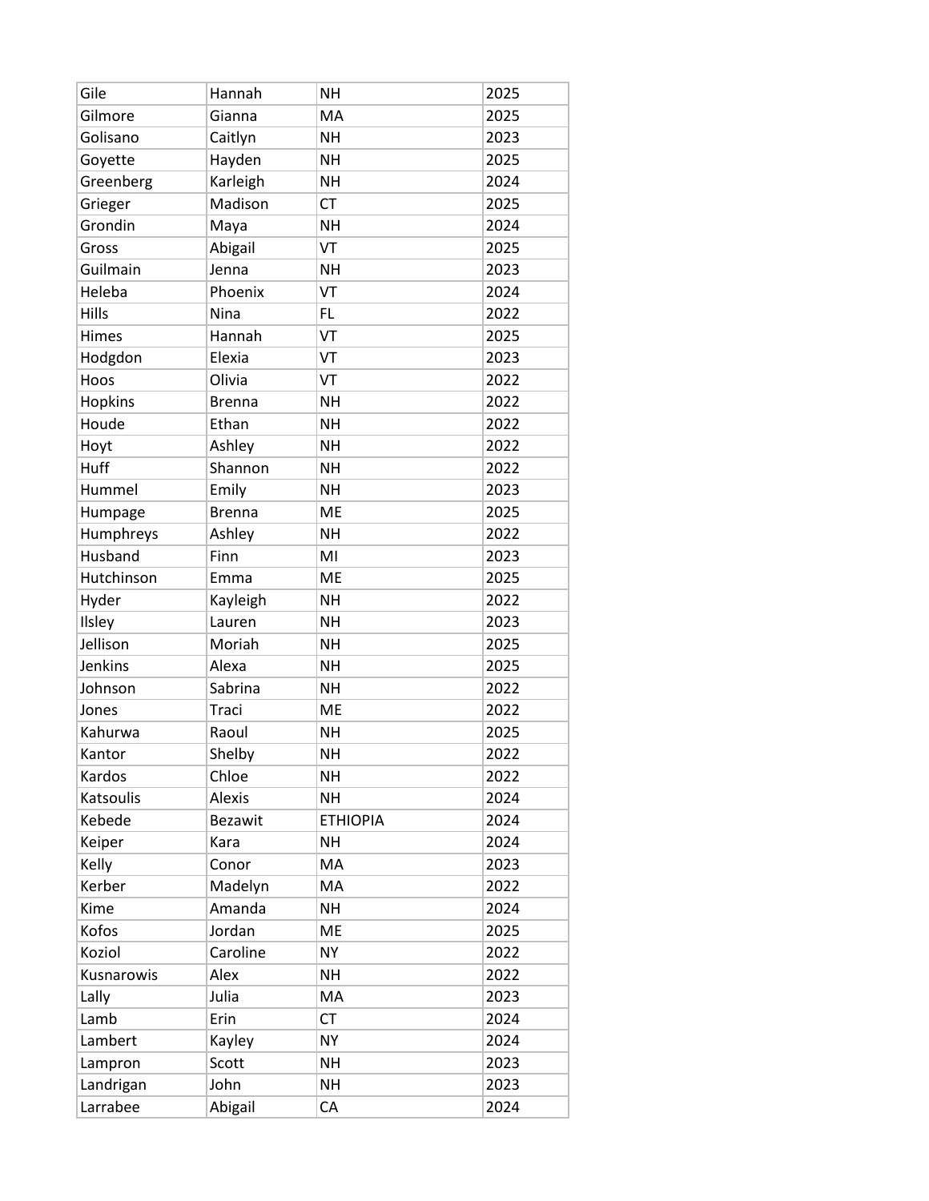| | | | |
|---|---|---|---|
| Gile | Hannah | NH | 2025 |
| Gilmore | Gianna | MA | 2025 |
| Golisano | Caitlyn | NH | 2023 |
| Goyette | Hayden | NH | 2025 |
| Greenberg | Karleigh | NH | 2024 |
| Grieger | Madison | CT | 2025 |
| Grondin | Maya | NH | 2024 |
| Gross | Abigail | VT | 2025 |
| Guilmain | Jenna | NH | 2023 |
| Heleba | Phoenix | VT | 2024 |
| Hills | Nina | FL | 2022 |
| Himes | Hannah | VT | 2025 |
| Hodgdon | Elexia | VT | 2023 |
| Hoos | Olivia | VT | 2022 |
| Hopkins | Brenna | NH | 2022 |
| Houde | Ethan | NH | 2022 |
| Hoyt | Ashley | NH | 2022 |
| Huff | Shannon | NH | 2022 |
| Hummel | Emily | NH | 2023 |
| Humpage | Brenna | ME | 2025 |
| Humphreys | Ashley | NH | 2022 |
| Husband | Finn | MI | 2023 |
| Hutchinson | Emma | ME | 2025 |
| Hyder | Kayleigh | NH | 2022 |
| Ilsley | Lauren | NH | 2023 |
| Jellison | Moriah | NH | 2025 |
| Jenkins | Alexa | NH | 2025 |
| Johnson | Sabrina | NH | 2022 |
| Jones | Traci | ME | 2022 |
| Kahurwa | Raoul | NH | 2025 |
| Kantor | Shelby | NH | 2022 |
| Kardos | Chloe | NH | 2022 |
| Katsoulis | Alexis | NH | 2024 |
| Kebede | Bezawit | ETHIOPIA | 2024 |
| Keiper | Kara | NH | 2024 |
| Kelly | Conor | MA | 2023 |
| Kerber | Madelyn | MA | 2022 |
| Kime | Amanda | NH | 2024 |
| Kofos | Jordan | ME | 2025 |
| Koziol | Caroline | NY | 2022 |
| Kusnarowis | Alex | NH | 2022 |
| Lally | Julia | MA | 2023 |
| Lamb | Erin | CT | 2024 |
| Lambert | Kayley | NY | 2024 |
| Lampron | Scott | NH | 2023 |
| Landrigan | John | NH | 2023 |
| Larrabee | Abigail | CA | 2024 |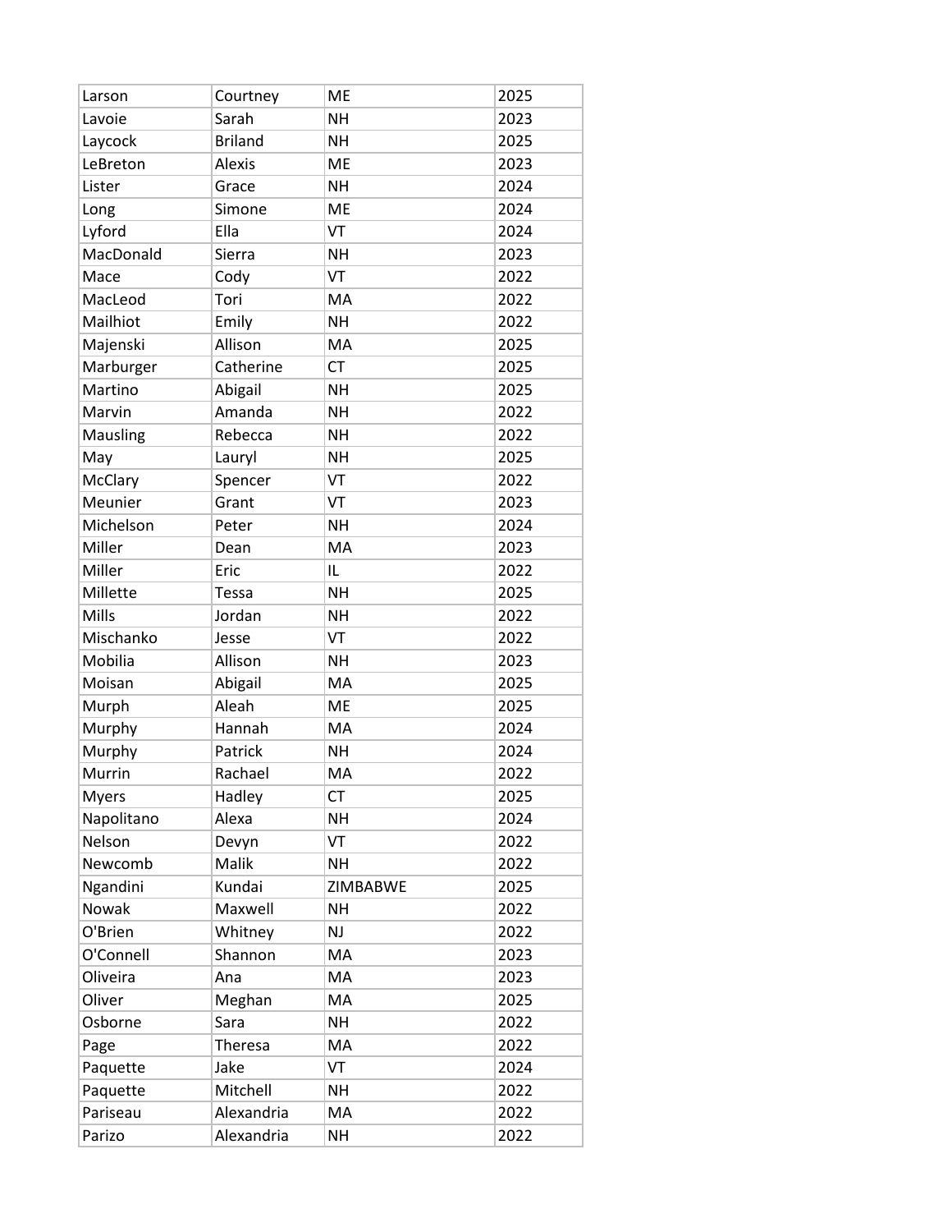| | | | |
|---|---|---|---|
| Larson | Courtney | ME | 2025 |
| Lavoie | Sarah | NH | 2023 |
| Laycock | Briland | NH | 2025 |
| LeBreton | Alexis | ME | 2023 |
| Lister | Grace | NH | 2024 |
| Long | Simone | ME | 2024 |
| Lyford | Ella | VT | 2024 |
| MacDonald | Sierra | NH | 2023 |
| Mace | Cody | VT | 2022 |
| MacLeod | Tori | MA | 2022 |
| Mailhiot | Emily | NH | 2022 |
| Majenski | Allison | MA | 2025 |
| Marburger | Catherine | CT | 2025 |
| Martino | Abigail | NH | 2025 |
| Marvin | Amanda | NH | 2022 |
| Mausling | Rebecca | NH | 2022 |
| May | Lauryl | NH | 2025 |
| McClary | Spencer | VT | 2022 |
| Meunier | Grant | VT | 2023 |
| Michelson | Peter | NH | 2024 |
| Miller | Dean | MA | 2023 |
| Miller | Eric | IL | 2022 |
| Millette | Tessa | NH | 2025 |
| Mills | Jordan | NH | 2022 |
| Mischanko | Jesse | VT | 2022 |
| Mobilia | Allison | NH | 2023 |
| Moisan | Abigail | MA | 2025 |
| Murph | Aleah | ME | 2025 |
| Murphy | Hannah | MA | 2024 |
| Murphy | Patrick | NH | 2024 |
| Murrin | Rachael | MA | 2022 |
| Myers | Hadley | CT | 2025 |
| Napolitano | Alexa | NH | 2024 |
| Nelson | Devyn | VT | 2022 |
| Newcomb | Malik | NH | 2022 |
| Ngandini | Kundai | ZIMBABWE | 2025 |
| Nowak | Maxwell | NH | 2022 |
| O'Brien | Whitney | NJ | 2022 |
| O'Connell | Shannon | MA | 2023 |
| Oliveira | Ana | MA | 2023 |
| Oliver | Meghan | MA | 2025 |
| Osborne | Sara | NH | 2022 |
| Page | Theresa | MA | 2022 |
| Paquette | Jake | VT | 2024 |
| Paquette | Mitchell | NH | 2022 |
| Pariseau | Alexandria | MA | 2022 |
| Parizo | Alexandria | NH | 2022 |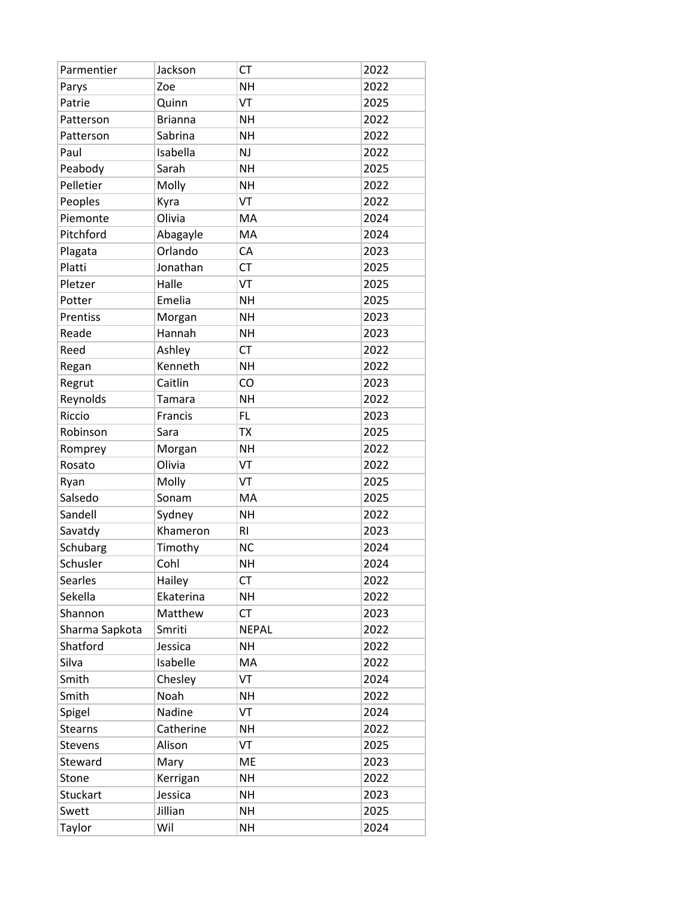| Parmentier | Jackson | CT | 2022 |
|---|---|---|---|
| Parys | Zoe | NH | 2022 |
| Patrie | Quinn | VT | 2025 |
| Patterson | Brianna | NH | 2022 |
| Patterson | Sabrina | NH | 2022 |
| Paul | Isabella | NJ | 2022 |
| Peabody | Sarah | NH | 2025 |
| Pelletier | Molly | NH | 2022 |
| Peoples | Kyra | VT | 2022 |
| Piemonte | Olivia | MA | 2024 |
| Pitchford | Abagayle | MA | 2024 |
| Plagata | Orlando | CA | 2023 |
| Platti | Jonathan | CT | 2025 |
| Pletzer | Halle | VT | 2025 |
| Potter | Emelia | NH | 2025 |
| Prentiss | Morgan | NH | 2023 |
| Reade | Hannah | NH | 2023 |
| Reed | Ashley | CT | 2022 |
| Regan | Kenneth | NH | 2022 |
| Regrut | Caitlin | CO | 2023 |
| Reynolds | Tamara | NH | 2022 |
| Riccio | Francis | FL | 2023 |
| Robinson | Sara | TX | 2025 |
| Romprey | Morgan | NH | 2022 |
| Rosato | Olivia | VT | 2022 |
| Ryan | Molly | VT | 2025 |
| Salsedo | Sonam | MA | 2025 |
| Sandell | Sydney | NH | 2022 |
| Savatdy | Khameron | RI | 2023 |
| Schubarg | Timothy | NC | 2024 |
| Schusler | Cohl | NH | 2024 |
| Searles | Hailey | CT | 2022 |
| Sekella | Ekaterina | NH | 2022 |
| Shannon | Matthew | CT | 2023 |
| Sharma Sapkota | Smriti | NEPAL | 2022 |
| Shatford | Jessica | NH | 2022 |
| Silva | Isabelle | MA | 2022 |
| Smith | Chesley | VT | 2024 |
| Smith | Noah | NH | 2022 |
| Spigel | Nadine | VT | 2024 |
| Stearns | Catherine | NH | 2022 |
| Stevens | Alison | VT | 2025 |
| Steward | Mary | ME | 2023 |
| Stone | Kerrigan | NH | 2022 |
| Stuckart | Jessica | NH | 2023 |
| Swett | Jillian | NH | 2025 |
| Taylor | Wil | NH | 2024 |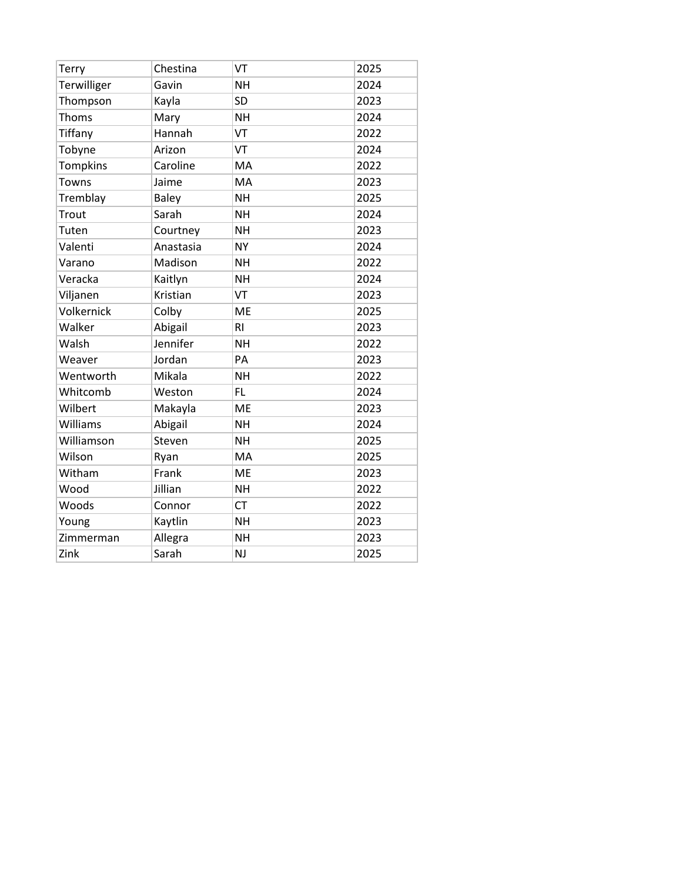| | | | |
|---|---|---|---|
| Terry | Chestina | VT | 2025 |
| Terwilliger | Gavin | NH | 2024 |
| Thompson | Kayla | SD | 2023 |
| Thoms | Mary | NH | 2024 |
| Tiffany | Hannah | VT | 2022 |
| Tobyne | Arizon | VT | 2024 |
| Tompkins | Caroline | MA | 2022 |
| Towns | Jaime | MA | 2023 |
| Tremblay | Baley | NH | 2025 |
| Trout | Sarah | NH | 2024 |
| Tuten | Courtney | NH | 2023 |
| Valenti | Anastasia | NY | 2024 |
| Varano | Madison | NH | 2022 |
| Veracka | Kaitlyn | NH | 2024 |
| Viljanen | Kristian | VT | 2023 |
| Volkernick | Colby | ME | 2025 |
| Walker | Abigail | RI | 2023 |
| Walsh | Jennifer | NH | 2022 |
| Weaver | Jordan | PA | 2023 |
| Wentworth | Mikala | NH | 2022 |
| Whitcomb | Weston | FL | 2024 |
| Wilbert | Makayla | ME | 2023 |
| Williams | Abigail | NH | 2024 |
| Williamson | Steven | NH | 2025 |
| Wilson | Ryan | MA | 2025 |
| Witham | Frank | ME | 2023 |
| Wood | Jillian | NH | 2022 |
| Woods | Connor | CT | 2022 |
| Young | Kaytlin | NH | 2023 |
| Zimmerman | Allegra | NH | 2023 |
| Zink | Sarah | NJ | 2025 |